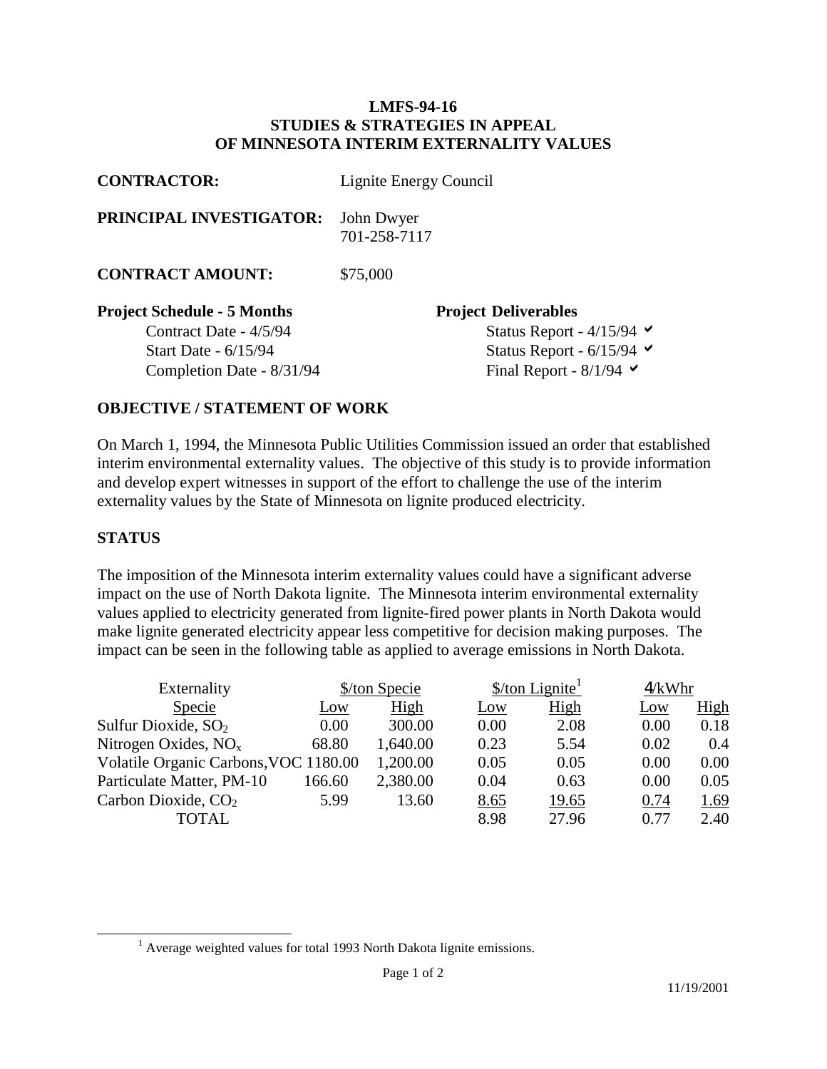**LMFS-94-16**
**STUDIES & STRATEGIES IN APPEAL**
**OF MINNESOTA INTERIM EXTERNALITY VALUES**

**CONTRACTOR:** Lignite Energy Council

**PRINCIPAL INVESTIGATOR:** John Dwyer
701-258-7117

**CONTRACT AMOUNT:** $75,000

| **Project Schedule - 5 Months** | **Project Deliverables** |
|---|---|
| Contract Date - 4/5/94 | Status Report - 4/15/94 ✔ |
| Start Date - 6/15/94 | Status Report - 6/15/94 ✔ |
| Completion Date - 8/31/94 | Final Report - 8/1/94 ✔ |

## OBJECTIVE / STATEMENT OF WORK

On March 1, 1994, the Minnesota Public Utilities Commission issued an order that established interim environmental externality values. The objective of this study is to provide information and develop expert witnesses in support of the effort to challenge the use of the interim externality values by the State of Minnesota on lignite produced electricity.

## STATUS

The imposition of the Minnesota interim externality values could have a significant adverse impact on the use of North Dakota lignite. The Minnesota interim environmental externality values applied to electricity generated from lignite-fired power plants in North Dakota would make lignite generated electricity appear less competitive for decision making purposes. The impact can be seen in the following table as applied to average emissions in North Dakota.

| Externality | $/ton Specie | | $/ton Lignite[1] | | 4/kWhr | |
|---|---|---|---|---|---|---|
| Specie | Low | High | Low | High | Low | High |
| Sulfur Dioxide, $SO_2$ | 0.00 | 300.00 | 0.00 | 2.08 | 0.00 | 0.18 |
| Nitrogen Oxides, $NO_x$ | 68.80 | 1,640.00 | 0.23 | 5.54 | 0.02 | 0.4 |
| Volatile Organic Carbons, VOC | 1180.00 | 1,200.00 | 0.05 | 0.05 | 0.00 | 0.00 |
| Particulate Matter, PM-10 | 166.60 | 2,380.00 | 0.04 | 0.63 | 0.00 | 0.05 |
| Carbon Dioxide, $CO_2$ | 5.99 | 13.60 | 8.65 | 19.65 | 0.74 | 1.69 |
| TOTAL | | | 8.98 | 27.96 | 0.77 | 2.40 |

[1] Average weighted values for total 1993 North Dakota lignite emissions.

11/19/2001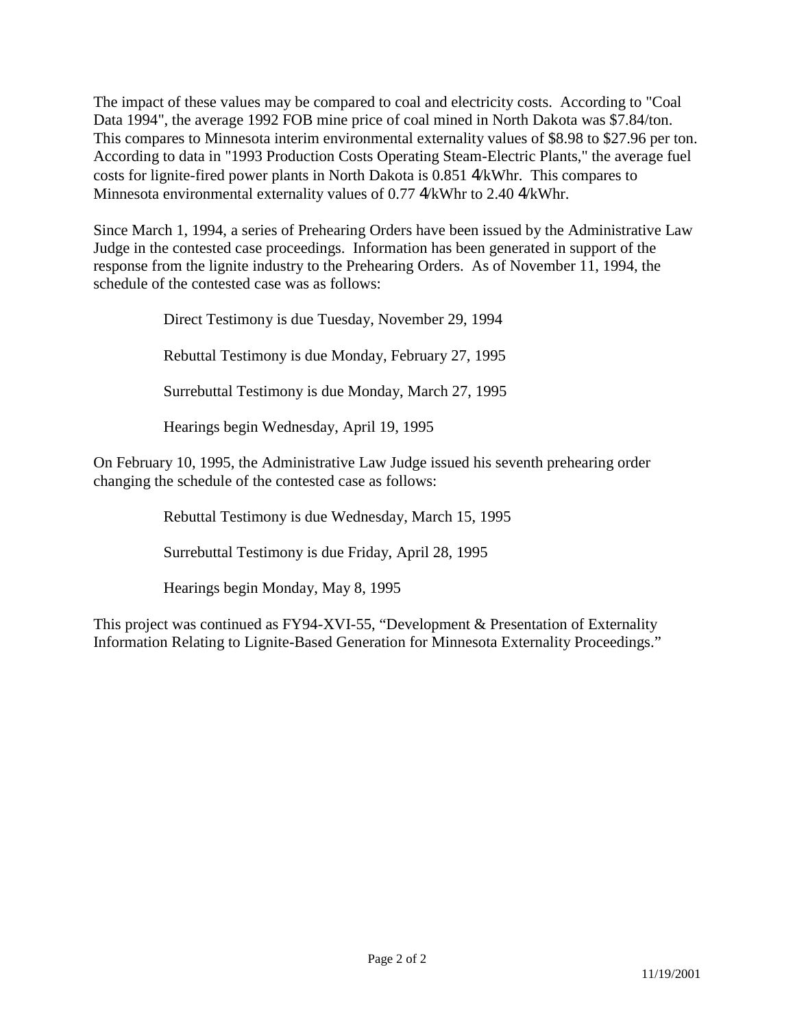The impact of these values may be compared to coal and electricity costs. According to "Coal Data 1994", the average 1992 FOB mine price of coal mined in North Dakota was $7.84/ton. This compares to Minnesota interim environmental externality values of $8.98 to $27.96 per ton. According to data in "1993 Production Costs Operating Steam-Electric Plants," the average fuel costs for lignite-fired power plants in North Dakota is 0.851 4/kWhr. This compares to Minnesota environmental externality values of 0.77 4/kWhr to 2.40 4/kWhr.

Since March 1, 1994, a series of Prehearing Orders have been issued by the Administrative Law Judge in the contested case proceedings. Information has been generated in support of the response from the lignite industry to the Prehearing Orders. As of November 11, 1994, the schedule of the contested case was as follows:

> Direct Testimony is due Tuesday, November 29, 1994
>
> Rebuttal Testimony is due Monday, February 27, 1995
>
> Surrebuttal Testimony is due Monday, March 27, 1995
>
> Hearings begin Wednesday, April 19, 1995

On February 10, 1995, the Administrative Law Judge issued his seventh prehearing order changing the schedule of the contested case as follows:

> Rebuttal Testimony is due Wednesday, March 15, 1995
>
> Surrebuttal Testimony is due Friday, April 28, 1995
>
> Hearings begin Monday, May 8, 1995

This project was continued as FY94-XVI-55, "Development & Presentation of Externality Information Relating to Lignite-Based Generation for Minnesota Externality Proceedings."